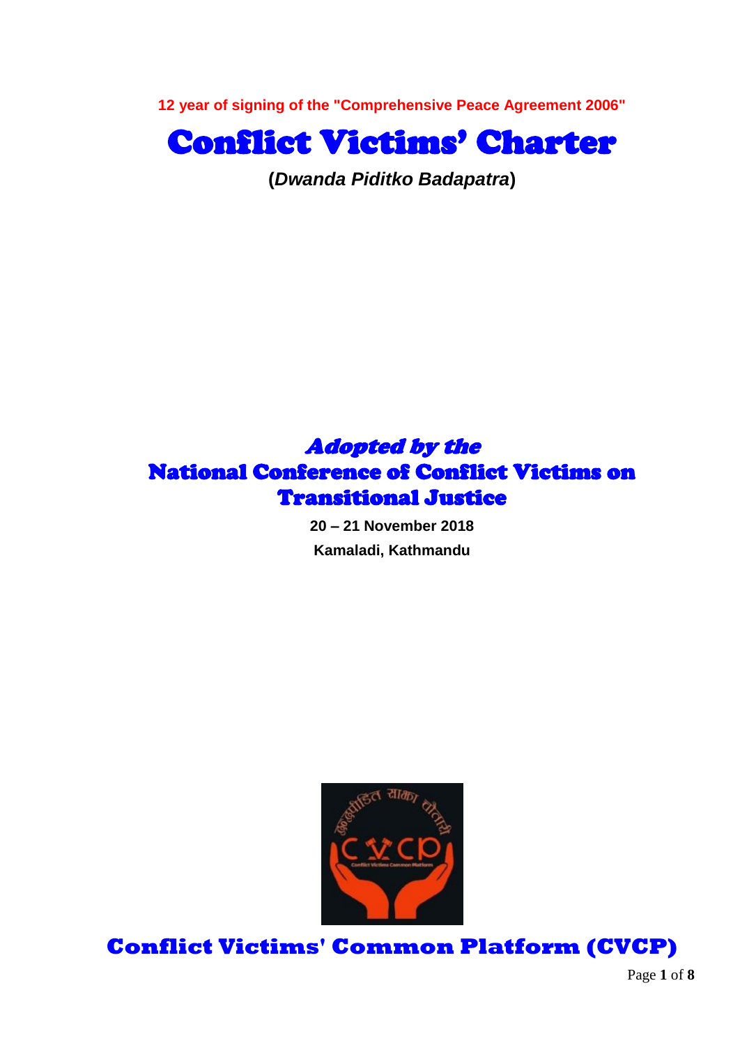**12 year of signing of the "Comprehensive Peace Agreement 2006"**

# Conflict Victims' Charter

**(*Dwanda Piditko Badapatra*)**

## *Adopted by the*
## National Conference of Conflict Victims on Transitional Justice

**20 – 21 November 2018**

**Kamaladi, Kathmandu**

## Conflict Victims' Common Platform (CVCP)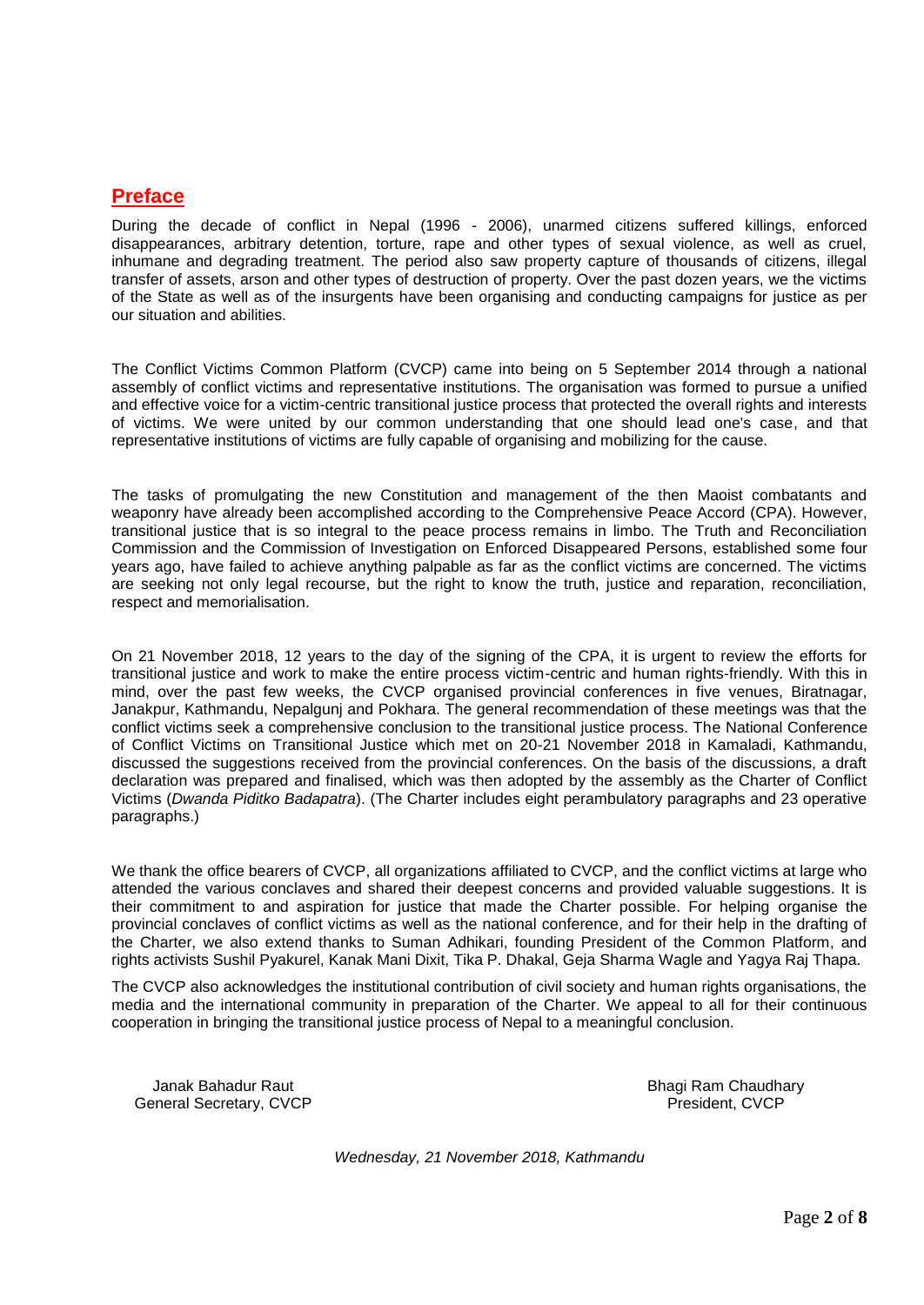## Preface

During the decade of conflict in Nepal (1996 - 2006), unarmed citizens suffered killings, enforced disappearances, arbitrary detention, torture, rape and other types of sexual violence, as well as cruel, inhumane and degrading treatment. The period also saw property capture of thousands of citizens, illegal transfer of assets, arson and other types of destruction of property. Over the past dozen years, we the victims of the State as well as of the insurgents have been organising and conducting campaigns for justice as per our situation and abilities.

The Conflict Victims Common Platform (CVCP) came into being on 5 September 2014 through a national assembly of conflict victims and representative institutions. The organisation was formed to pursue a unified and effective voice for a victim-centric transitional justice process that protected the overall rights and interests of victims. We were united by our common understanding that one should lead one's case, and that representative institutions of victims are fully capable of organising and mobilizing for the cause.

The tasks of promulgating the new Constitution and management of the then Maoist combatants and weaponry have already been accomplished according to the Comprehensive Peace Accord (CPA). However, transitional justice that is so integral to the peace process remains in limbo. The Truth and Reconciliation Commission and the Commission of Investigation on Enforced Disappeared Persons, established some four years ago, have failed to achieve anything palpable as far as the conflict victims are concerned. The victims are seeking not only legal recourse, but the right to know the truth, justice and reparation, reconciliation, respect and memorialisation.

On 21 November 2018, 12 years to the day of the signing of the CPA, it is urgent to review the efforts for transitional justice and work to make the entire process victim-centric and human rights-friendly. With this in mind, over the past few weeks, the CVCP organised provincial conferences in five venues, Biratnagar, Janakpur, Kathmandu, Nepalgunj and Pokhara. The general recommendation of these meetings was that the conflict victims seek a comprehensive conclusion to the transitional justice process. The National Conference of Conflict Victims on Transitional Justice which met on 20-21 November 2018 in Kamaladi, Kathmandu, discussed the suggestions received from the provincial conferences. On the basis of the discussions, a draft declaration was prepared and finalised, which was then adopted by the assembly as the Charter of Conflict Victims (*Dwanda Piditko Badapatra*). (The Charter includes eight perambulatory paragraphs and 23 operative paragraphs.)

We thank the office bearers of CVCP, all organizations affiliated to CVCP, and the conflict victims at large who attended the various conclaves and shared their deepest concerns and provided valuable suggestions. It is their commitment to and aspiration for justice that made the Charter possible. For helping organise the provincial conclaves of conflict victims as well as the national conference, and for their help in the drafting of the Charter, we also extend thanks to Suman Adhikari, founding President of the Common Platform, and rights activists Sushil Pyakurel, Kanak Mani Dixit, Tika P. Dhakal, Geja Sharma Wagle and Yagya Raj Thapa.

The CVCP also acknowledges the institutional contribution of civil society and human rights organisations, the media and the international community in preparation of the Charter. We appeal to all for their continuous cooperation in bringing the transitional justice process of Nepal to a meaningful conclusion.

Janak Bahadur Raut
General Secretary, CVCP

Bhagi Ram Chaudhary
President, CVCP

*Wednesday, 21 November 2018, Kathmandu*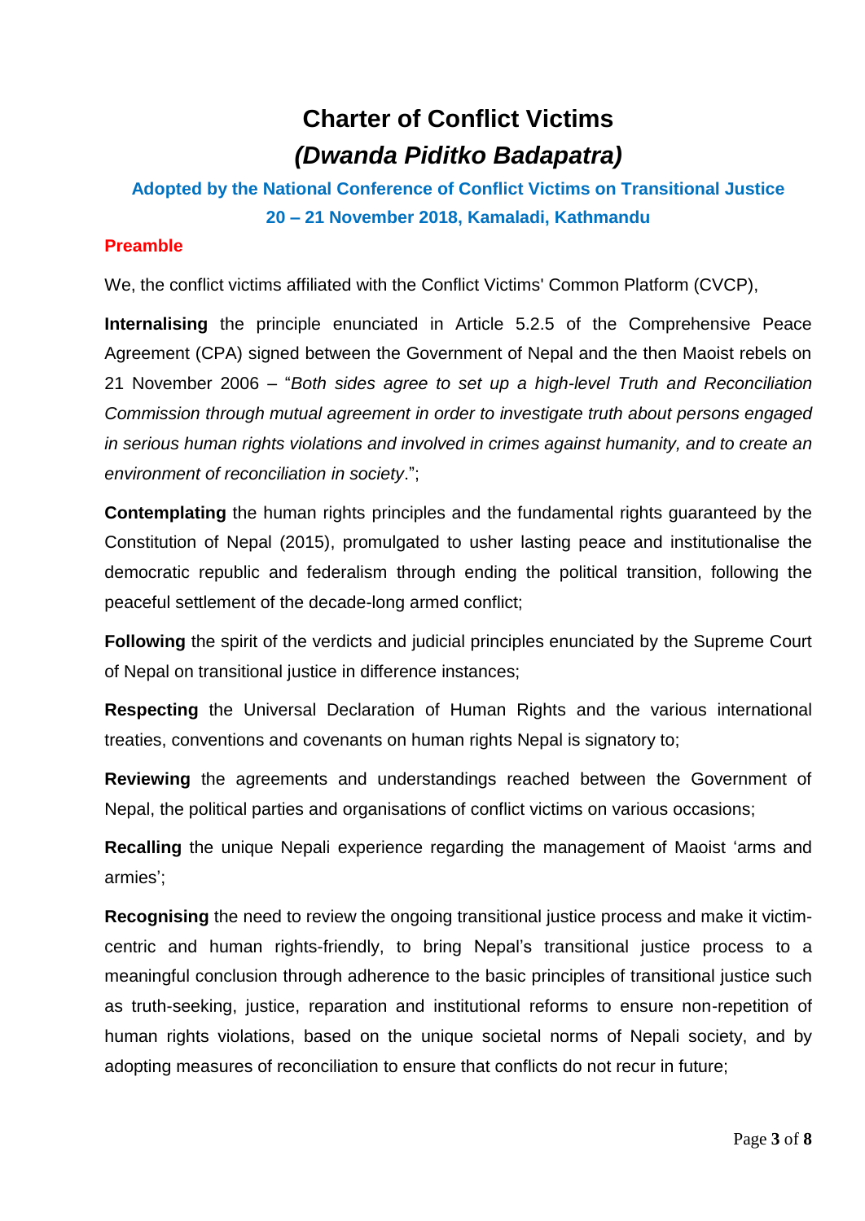# Charter of Conflict Victims
# *(Dwanda Piditko Badapatra)*

**Adopted by the National Conference of Conflict Victims on Transitional Justice**
**20 – 21 November 2018, Kamaladi, Kathmandu**

## Preamble

We, the conflict victims affiliated with the Conflict Victims' Common Platform (CVCP),

**Internalising** the principle enunciated in Article 5.2.5 of the Comprehensive Peace Agreement (CPA) signed between the Government of Nepal and the then Maoist rebels on 21 November 2006 – "*Both sides agree to set up a high-level Truth and Reconciliation Commission through mutual agreement in order to investigate truth about persons engaged in serious human rights violations and involved in crimes against humanity, and to create an environment of reconciliation in society*.";

**Contemplating** the human rights principles and the fundamental rights guaranteed by the Constitution of Nepal (2015), promulgated to usher lasting peace and institutionalise the democratic republic and federalism through ending the political transition, following the peaceful settlement of the decade-long armed conflict;

**Following** the spirit of the verdicts and judicial principles enunciated by the Supreme Court of Nepal on transitional justice in difference instances;

**Respecting** the Universal Declaration of Human Rights and the various international treaties, conventions and covenants on human rights Nepal is signatory to;

**Reviewing** the agreements and understandings reached between the Government of Nepal, the political parties and organisations of conflict victims on various occasions;

**Recalling** the unique Nepali experience regarding the management of Maoist 'arms and armies';

**Recognising** the need to review the ongoing transitional justice process and make it victim-centric and human rights-friendly, to bring Nepal's transitional justice process to a meaningful conclusion through adherence to the basic principles of transitional justice such as truth-seeking, justice, reparation and institutional reforms to ensure non-repetition of human rights violations, based on the unique societal norms of Nepali society, and by adopting measures of reconciliation to ensure that conflicts do not recur in future;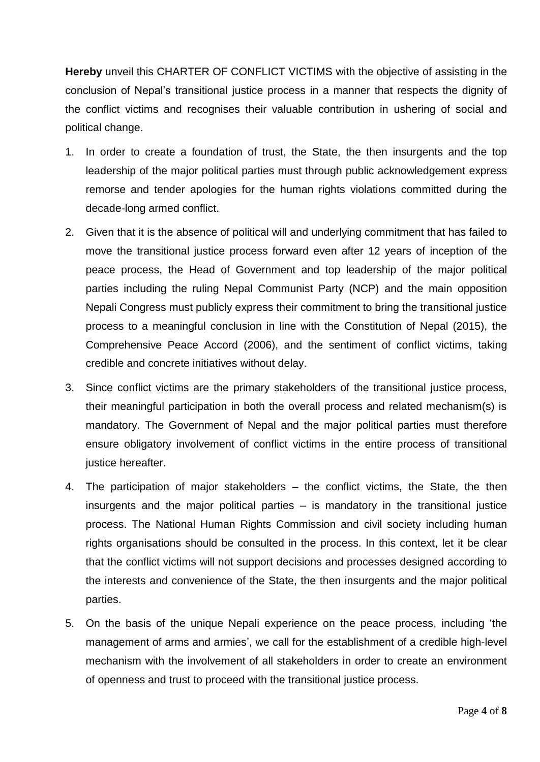**Hereby** unveil this CHARTER OF CONFLICT VICTIMS with the objective of assisting in the conclusion of Nepal's transitional justice process in a manner that respects the dignity of the conflict victims and recognises their valuable contribution in ushering of social and political change.

1. In order to create a foundation of trust, the State, the then insurgents and the top leadership of the major political parties must through public acknowledgement express remorse and tender apologies for the human rights violations committed during the decade-long armed conflict.
2. Given that it is the absence of political will and underlying commitment that has failed to move the transitional justice process forward even after 12 years of inception of the peace process, the Head of Government and top leadership of the major political parties including the ruling Nepal Communist Party (NCP) and the main opposition Nepali Congress must publicly express their commitment to bring the transitional justice process to a meaningful conclusion in line with the Constitution of Nepal (2015), the Comprehensive Peace Accord (2006), and the sentiment of conflict victims, taking credible and concrete initiatives without delay.
3. Since conflict victims are the primary stakeholders of the transitional justice process, their meaningful participation in both the overall process and related mechanism(s) is mandatory. The Government of Nepal and the major political parties must therefore ensure obligatory involvement of conflict victims in the entire process of transitional justice hereafter.
4. The participation of major stakeholders – the conflict victims, the State, the then insurgents and the major political parties – is mandatory in the transitional justice process. The National Human Rights Commission and civil society including human rights organisations should be consulted in the process. In this context, let it be clear that the conflict victims will not support decisions and processes designed according to the interests and convenience of the State, the then insurgents and the major political parties.
5. On the basis of the unique Nepali experience on the peace process, including 'the management of arms and armies', we call for the establishment of a credible high-level mechanism with the involvement of all stakeholders in order to create an environment of openness and trust to proceed with the transitional justice process.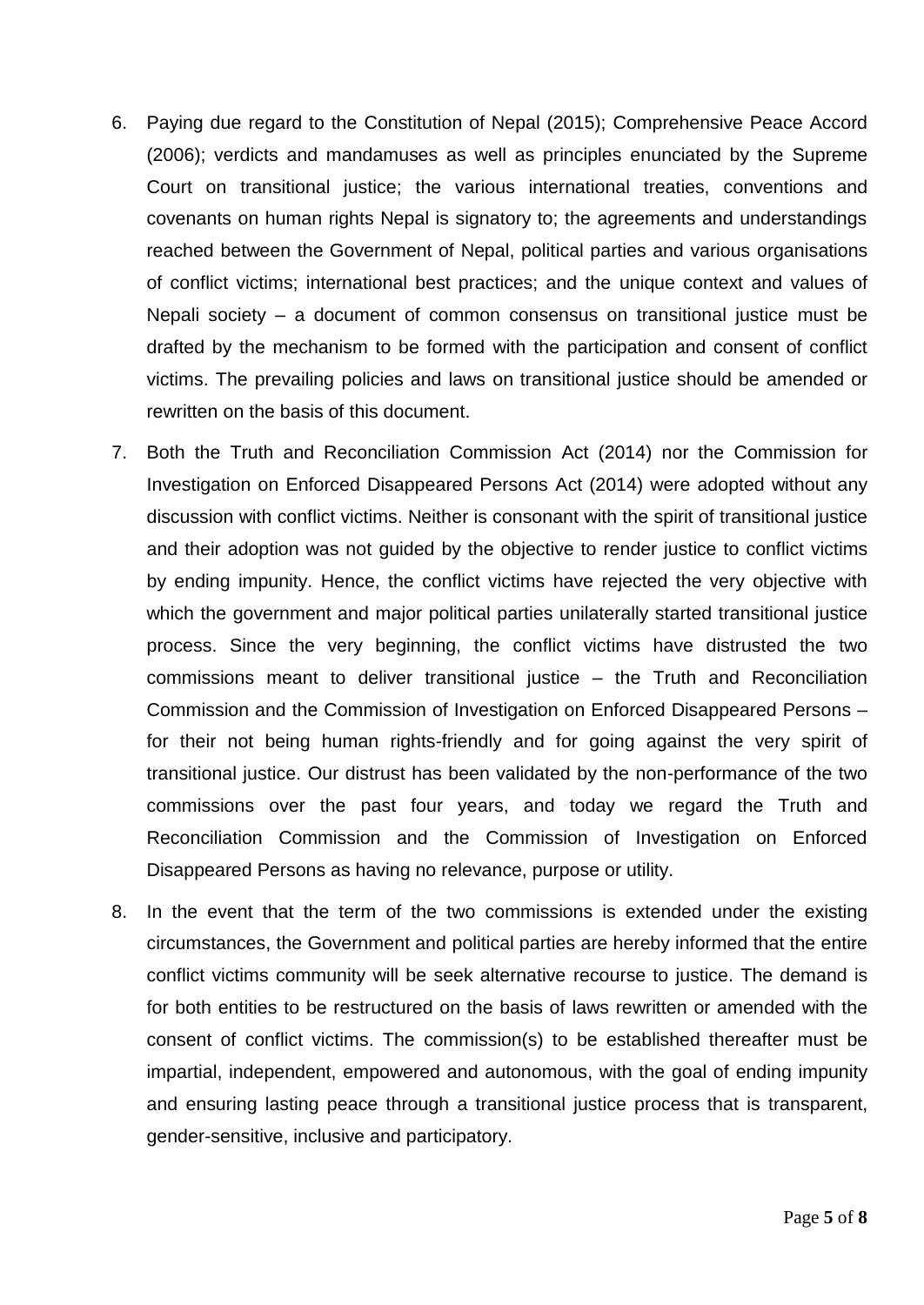6. Paying due regard to the Constitution of Nepal (2015); Comprehensive Peace Accord (2006); verdicts and mandamuses as well as principles enunciated by the Supreme Court on transitional justice; the various international treaties, conventions and covenants on human rights Nepal is signatory to; the agreements and understandings reached between the Government of Nepal, political parties and various organisations of conflict victims; international best practices; and the unique context and values of Nepali society – a document of common consensus on transitional justice must be drafted by the mechanism to be formed with the participation and consent of conflict victims. The prevailing policies and laws on transitional justice should be amended or rewritten on the basis of this document.

7. Both the Truth and Reconciliation Commission Act (2014) nor the Commission for Investigation on Enforced Disappeared Persons Act (2014) were adopted without any discussion with conflict victims. Neither is consonant with the spirit of transitional justice and their adoption was not guided by the objective to render justice to conflict victims by ending impunity. Hence, the conflict victims have rejected the very objective with which the government and major political parties unilaterally started transitional justice process. Since the very beginning, the conflict victims have distrusted the two commissions meant to deliver transitional justice – the Truth and Reconciliation Commission and the Commission of Investigation on Enforced Disappeared Persons – for their not being human rights-friendly and for going against the very spirit of transitional justice. Our distrust has been validated by the non-performance of the two commissions over the past four years, and today we regard the Truth and Reconciliation Commission and the Commission of Investigation on Enforced Disappeared Persons as having no relevance, purpose or utility.

8. In the event that the term of the two commissions is extended under the existing circumstances, the Government and political parties are hereby informed that the entire conflict victims community will be seek alternative recourse to justice. The demand is for both entities to be restructured on the basis of laws rewritten or amended with the consent of conflict victims. The commission(s) to be established thereafter must be impartial, independent, empowered and autonomous, with the goal of ending impunity and ensuring lasting peace through a transitional justice process that is transparent, gender-sensitive, inclusive and participatory.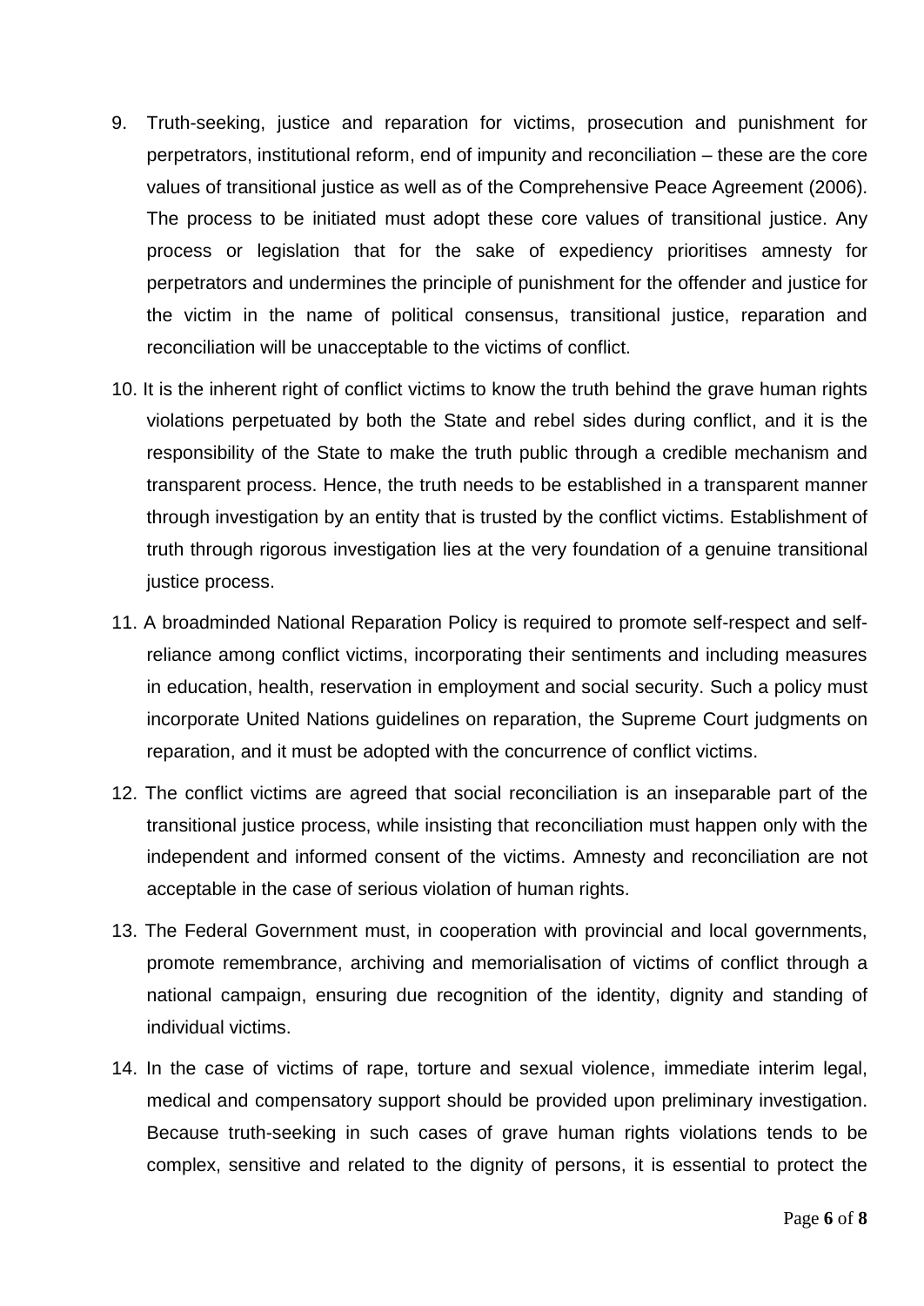9. Truth-seeking, justice and reparation for victims, prosecution and punishment for perpetrators, institutional reform, end of impunity and reconciliation – these are the core values of transitional justice as well as of the Comprehensive Peace Agreement (2006). The process to be initiated must adopt these core values of transitional justice. Any process or legislation that for the sake of expediency prioritises amnesty for perpetrators and undermines the principle of punishment for the offender and justice for the victim in the name of political consensus, transitional justice, reparation and reconciliation will be unacceptable to the victims of conflict.

10. It is the inherent right of conflict victims to know the truth behind the grave human rights violations perpetuated by both the State and rebel sides during conflict, and it is the responsibility of the State to make the truth public through a credible mechanism and transparent process. Hence, the truth needs to be established in a transparent manner through investigation by an entity that is trusted by the conflict victims. Establishment of truth through rigorous investigation lies at the very foundation of a genuine transitional justice process.

11. A broadminded National Reparation Policy is required to promote self-respect and self-reliance among conflict victims, incorporating their sentiments and including measures in education, health, reservation in employment and social security. Such a policy must incorporate United Nations guidelines on reparation, the Supreme Court judgments on reparation, and it must be adopted with the concurrence of conflict victims.

12. The conflict victims are agreed that social reconciliation is an inseparable part of the transitional justice process, while insisting that reconciliation must happen only with the independent and informed consent of the victims. Amnesty and reconciliation are not acceptable in the case of serious violation of human rights.

13. The Federal Government must, in cooperation with provincial and local governments, promote remembrance, archiving and memorialisation of victims of conflict through a national campaign, ensuring due recognition of the identity, dignity and standing of individual victims.

14. In the case of victims of rape, torture and sexual violence, immediate interim legal, medical and compensatory support should be provided upon preliminary investigation. Because truth-seeking in such cases of grave human rights violations tends to be complex, sensitive and related to the dignity of persons, it is essential to protect the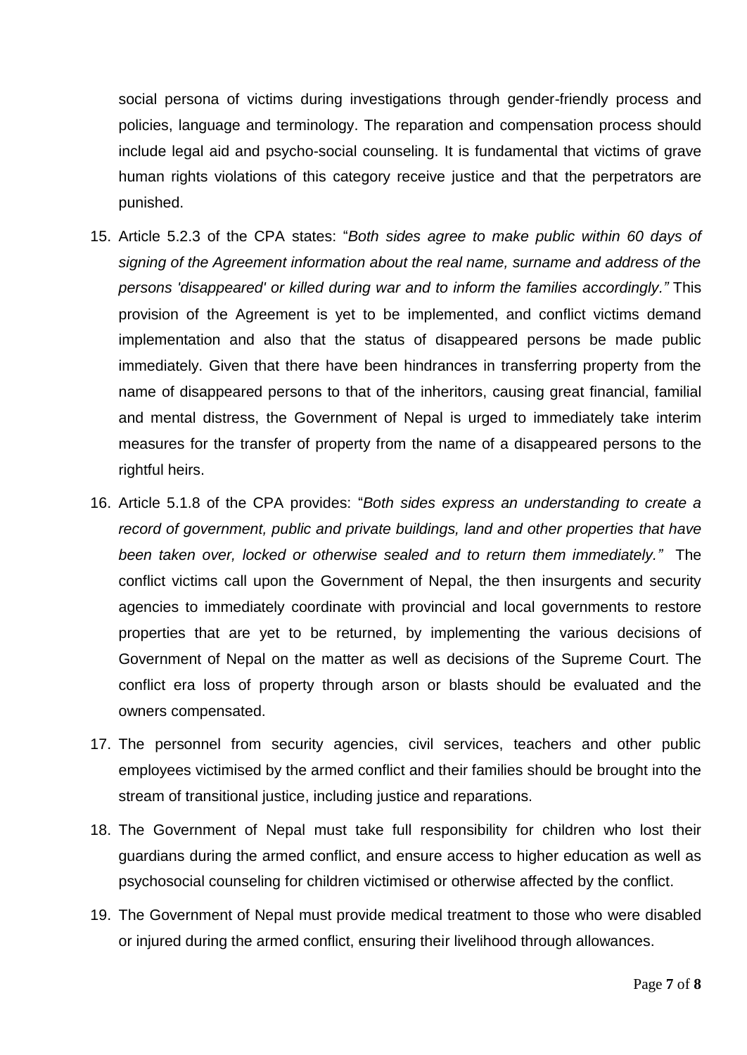social persona of victims during investigations through gender-friendly process and policies, language and terminology. The reparation and compensation process should include legal aid and psycho-social counseling. It is fundamental that victims of grave human rights violations of this category receive justice and that the perpetrators are punished.

15. Article 5.2.3 of the CPA states: "*Both sides agree to make public within 60 days of signing of the Agreement information about the real name, surname and address of the persons 'disappeared' or killed during war and to inform the families accordingly."* This provision of the Agreement is yet to be implemented, and conflict victims demand implementation and also that the status of disappeared persons be made public immediately. Given that there have been hindrances in transferring property from the name of disappeared persons to that of the inheritors, causing great financial, familial and mental distress, the Government of Nepal is urged to immediately take interim measures for the transfer of property from the name of a disappeared persons to the rightful heirs.

16. Article 5.1.8 of the CPA provides: "*Both sides express an understanding to create a record of government, public and private buildings, land and other properties that have been taken over, locked or otherwise sealed and to return them immediately."* The conflict victims call upon the Government of Nepal, the then insurgents and security agencies to immediately coordinate with provincial and local governments to restore properties that are yet to be returned, by implementing the various decisions of Government of Nepal on the matter as well as decisions of the Supreme Court. The conflict era loss of property through arson or blasts should be evaluated and the owners compensated.

17. The personnel from security agencies, civil services, teachers and other public employees victimised by the armed conflict and their families should be brought into the stream of transitional justice, including justice and reparations.

18. The Government of Nepal must take full responsibility for children who lost their guardians during the armed conflict, and ensure access to higher education as well as psychosocial counseling for children victimised or otherwise affected by the conflict.

19. The Government of Nepal must provide medical treatment to those who were disabled or injured during the armed conflict, ensuring their livelihood through allowances.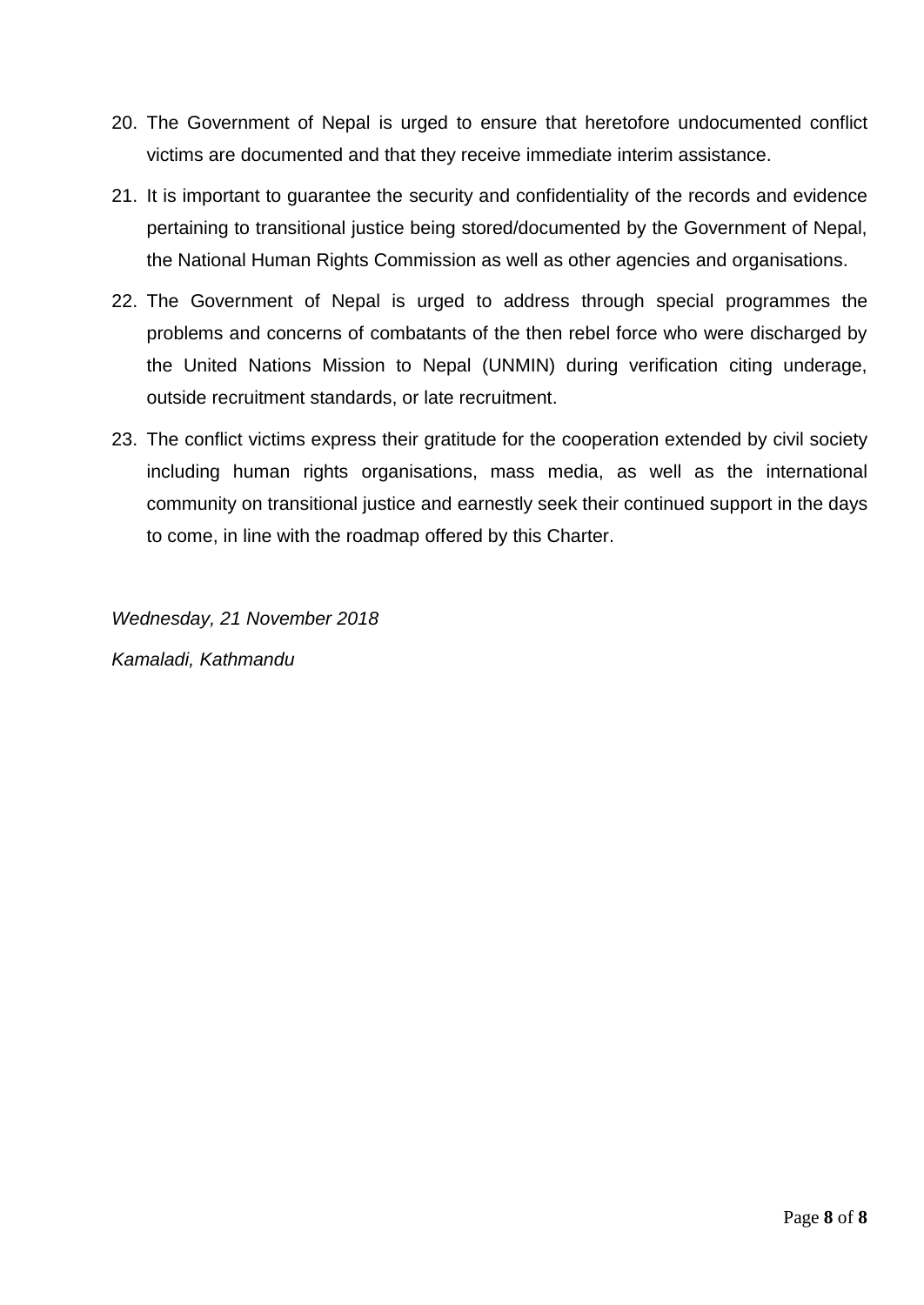20. The Government of Nepal is urged to ensure that heretofore undocumented conflict victims are documented and that they receive immediate interim assistance.
21. It is important to guarantee the security and confidentiality of the records and evidence pertaining to transitional justice being stored/documented by the Government of Nepal, the National Human Rights Commission as well as other agencies and organisations.
22. The Government of Nepal is urged to address through special programmes the problems and concerns of combatants of the then rebel force who were discharged by the United Nations Mission to Nepal (UNMIN) during verification citing underage, outside recruitment standards, or late recruitment.
23. The conflict victims express their gratitude for the cooperation extended by civil society including human rights organisations, mass media, as well as the international community on transitional justice and earnestly seek their continued support in the days to come, in line with the roadmap offered by this Charter.

*Wednesday, 21 November 2018*

*Kamaladi, Kathmandu*